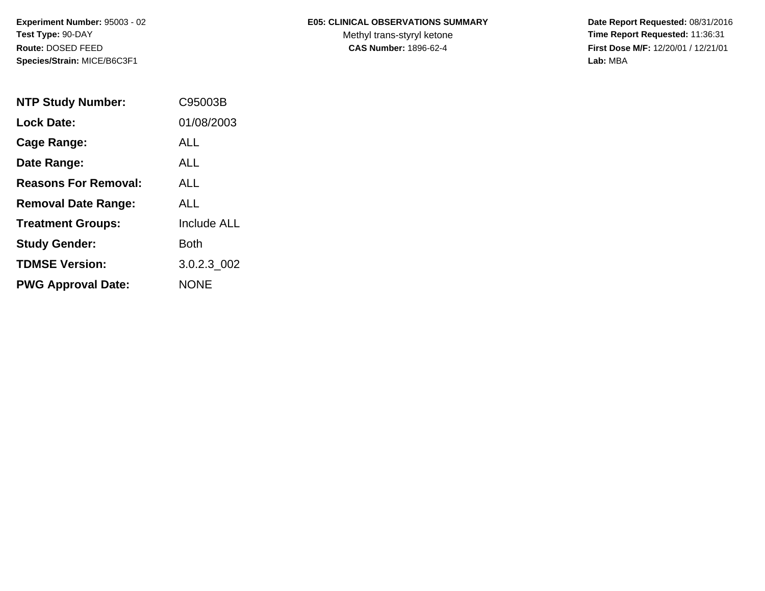**Experiment Number:** 95003 - 02
**Test Type:** 90-DAY
**Route:** DOSED FEED
**Species/Strain:** MICE/B6C3F1

**E05: CLINICAL OBSERVATIONS SUMMARY**
Methyl trans-styryl ketone
**CAS Number:** 1896-62-4

**Date Report Requested:** 08/31/2016
**Time Report Requested:** 11:36:31
**First Dose M/F:** 12/20/01 / 12/21/01
**Lab:** MBA

| | |
|---|---|
| **NTP Study Number:** | C95003B |
| **Lock Date:** | 01/08/2003 |
| **Cage Range:** | ALL |
| **Date Range:** | ALL |
| **Reasons For Removal:** | ALL |
| **Removal Date Range:** | ALL |
| **Treatment Groups:** | Include ALL |
| **Study Gender:** | Both |
| **TDMSE Version:** | 3.0.2.3_002 |
| **PWG Approval Date:** | NONE |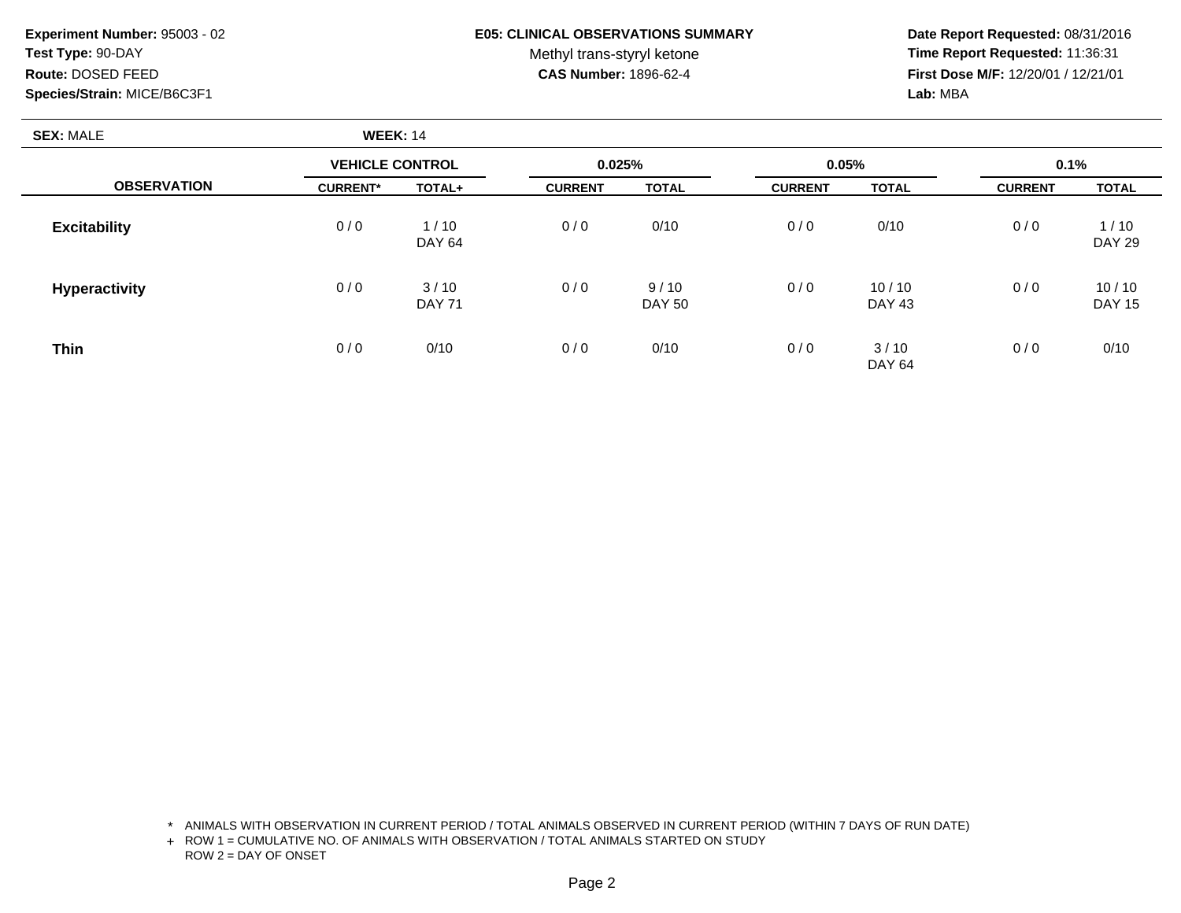**Experiment Number:** 95003 - 02
**Test Type:** 90-DAY
**Route:** DOSED FEED
**Species/Strain:** MICE/B6C3F1

**E05: CLINICAL OBSERVATIONS SUMMARY**
Methyl trans-styryl ketone
**CAS Number:** 1896-62-4

**Date Report Requested:** 08/31/2016
**Time Report Requested:** 11:36:31
**First Dose M/F:** 12/20/01 / 12/21/01
**Lab:** MBA

**SEX:** MALE **WEEK:** 14

| OBSERVATION | VEHICLE CONTROL | | 0.025% | | 0.05% | | 0.1% | |
|---|---|---|---|---|---|---|---|---|
| | CURRENT* | TOTAL+ | CURRENT | TOTAL | CURRENT | TOTAL | CURRENT | TOTAL |
| **Excitability** | 0 / 0 | 1 / 10<br>DAY 64 | 0 / 0 | 0/10 | 0 / 0 | 0/10 | 0 / 0 | 1 / 10<br>DAY 29 |
| **Hyperactivity** | 0 / 0 | 3 / 10<br>DAY 71 | 0 / 0 | 9 / 10<br>DAY 50 | 0 / 0 | 10 / 10<br>DAY 43 | 0 / 0 | 10 / 10<br>DAY 15 |
| **Thin** | 0 / 0 | 0/10 | 0 / 0 | 0/10 | 0 / 0 | 3 / 10<br>DAY 64 | 0 / 0 | 0/10 |

\* ANIMALS WITH OBSERVATION IN CURRENT PERIOD / TOTAL ANIMALS OBSERVED IN CURRENT PERIOD (WITHIN 7 DAYS OF RUN DATE)
\+ ROW 1 = CUMULATIVE NO. OF ANIMALS WITH OBSERVATION / TOTAL ANIMALS STARTED ON STUDY
ROW 2 = DAY OF ONSET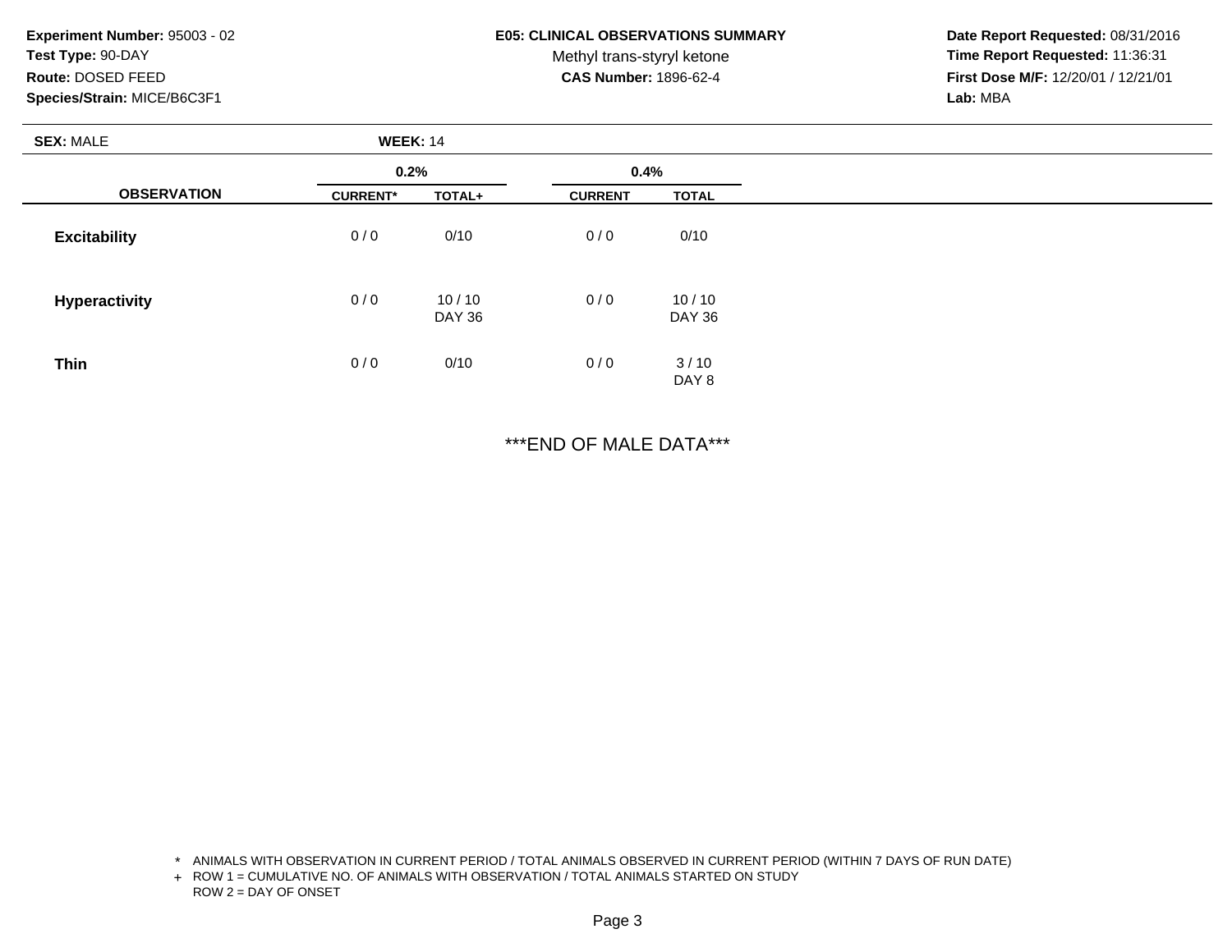**Experiment Number:** 95003 - 02
**Test Type:** 90-DAY
**Route:** DOSED FEED
**Species/Strain:** MICE/B6C3F1

**E05: CLINICAL OBSERVATIONS SUMMARY**
Methyl trans-styryl ketone
**CAS Number:** 1896-62-4

**Date Report Requested:** 08/31/2016
**Time Report Requested:** 11:36:31
**First Dose M/F:** 12/20/01 / 12/21/01
**Lab:** MBA

**SEX:** MALE **WEEK:** 14

| OBSERVATION | 0.2% | | 0.4% | |
|---|---|---|---|---|
| | CURRENT* | TOTAL+ | CURRENT | TOTAL |
| Excitability | 0 / 0 | 0/10 | 0 / 0 | 0/10 |
| Hyperactivity | 0 / 0 | 10 / 10<br>DAY 36 | 0 / 0 | 10 / 10<br>DAY 36 |
| Thin | 0 / 0 | 0/10 | 0 / 0 | 3 / 10<br>DAY 8 |

***END OF MALE DATA***

\* ANIMALS WITH OBSERVATION IN CURRENT PERIOD / TOTAL ANIMALS OBSERVED IN CURRENT PERIOD (WITHIN 7 DAYS OF RUN DATE)
+ ROW 1 = CUMULATIVE NO. OF ANIMALS WITH OBSERVATION / TOTAL ANIMALS STARTED ON STUDY
ROW 2 = DAY OF ONSET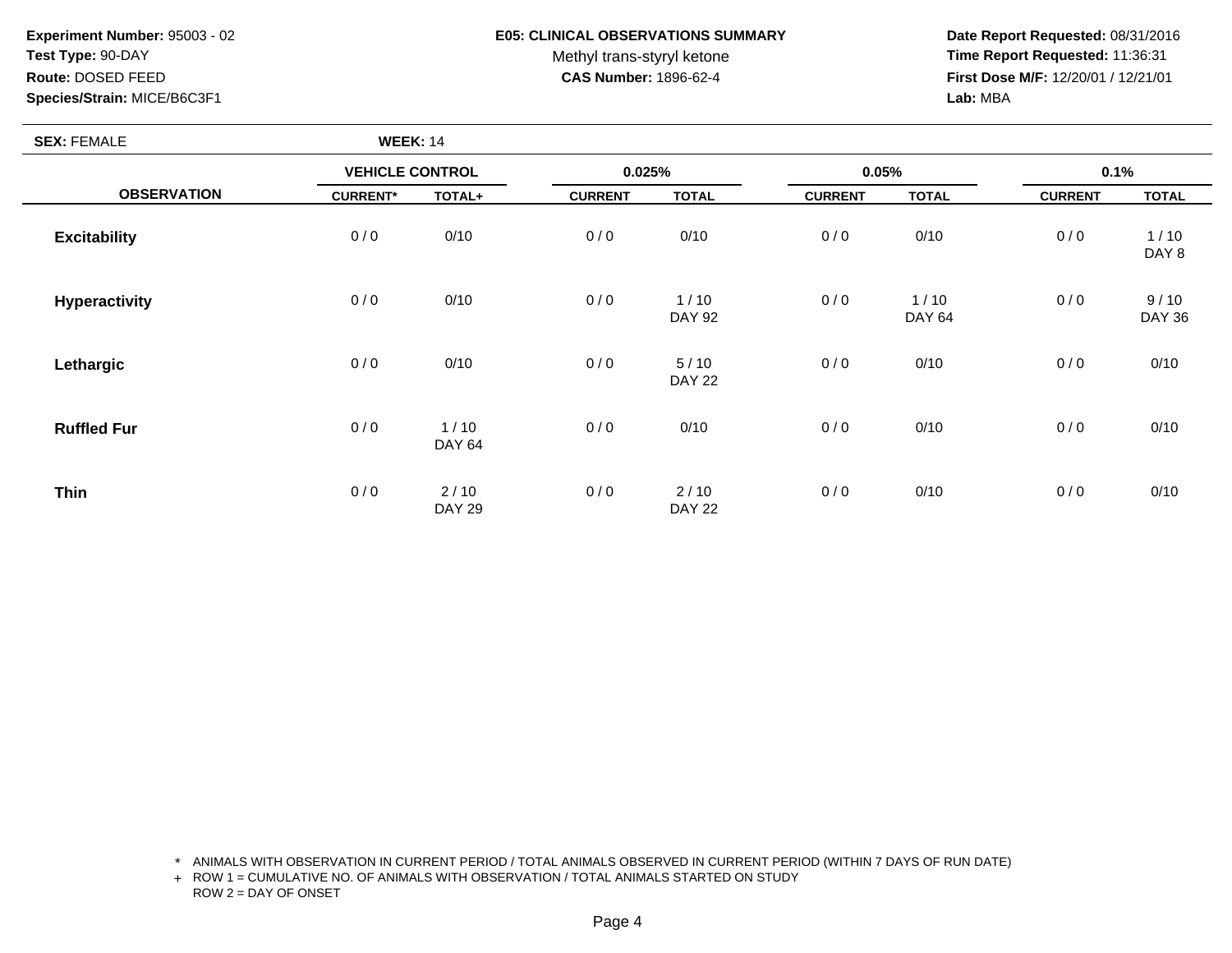**Experiment Number:** 95003 - 02
**Test Type:** 90-DAY
**Route:** DOSED FEED
**Species/Strain:** MICE/B6C3F1

**E05: CLINICAL OBSERVATIONS SUMMARY**
Methyl trans-styryl ketone
**CAS Number:** 1896-62-4

**Date Report Requested:** 08/31/2016
**Time Report Requested:** 11:36:31
**First Dose M/F:** 12/20/01 / 12/21/01
**Lab:** MBA

**SEX:** FEMALE **WEEK:** 14

| | VEHICLE CONTROL | | 0.025% | | 0.05% | | 0.1% | |
|---|---|---|---|---|---|---|---|---|
| **OBSERVATION** | **CURRENT*** | **TOTAL+** | **CURRENT** | **TOTAL** | **CURRENT** | **TOTAL** | **CURRENT** | **TOTAL** |
| **Excitability** | 0 / 0 | 0/10 | 0 / 0 | 0/10 | 0 / 0 | 0/10 | 0 / 0 | 1 / 10<br>DAY 8 |
| **Hyperactivity** | 0 / 0 | 0/10 | 0 / 0 | 1 / 10<br>DAY 92 | 0 / 0 | 1 / 10<br>DAY 64 | 0 / 0 | 9 / 10<br>DAY 36 |
| **Lethargic** | 0 / 0 | 0/10 | 0 / 0 | 5 / 10<br>DAY 22 | 0 / 0 | 0/10 | 0 / 0 | 0/10 |
| **Ruffled Fur** | 0 / 0 | 1 / 10<br>DAY 64 | 0 / 0 | 0/10 | 0 / 0 | 0/10 | 0 / 0 | 0/10 |
| **Thin** | 0 / 0 | 2 / 10<br>DAY 29 | 0 / 0 | 2 / 10<br>DAY 22 | 0 / 0 | 0/10 | 0 / 0 | 0/10 |

\* ANIMALS WITH OBSERVATION IN CURRENT PERIOD / TOTAL ANIMALS OBSERVED IN CURRENT PERIOD (WITHIN 7 DAYS OF RUN DATE)
\+ ROW 1 = CUMULATIVE NO. OF ANIMALS WITH OBSERVATION / TOTAL ANIMALS STARTED ON STUDY
ROW 2 = DAY OF ONSET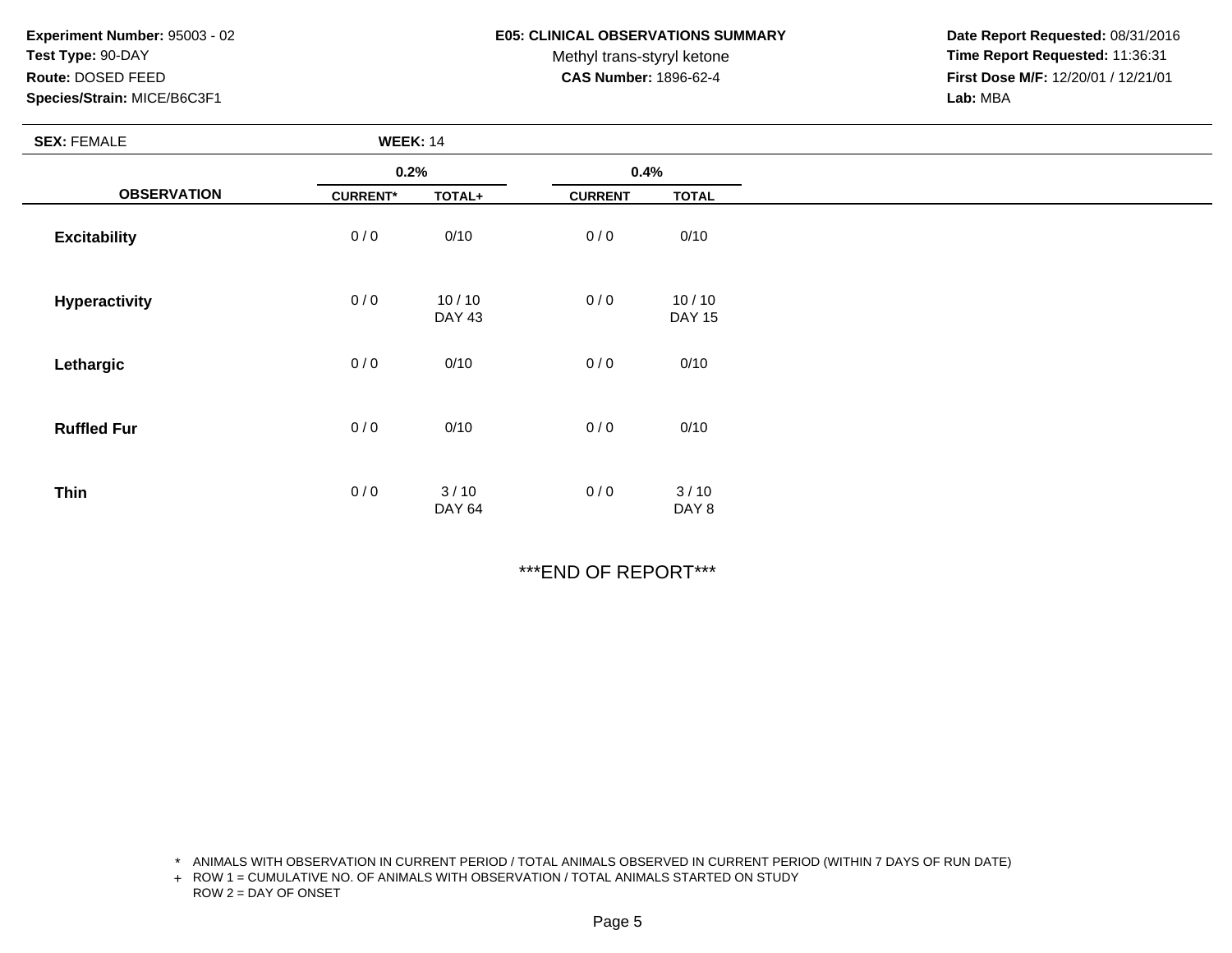**Experiment Number:** 95003 - 02
**Test Type:** 90-DAY
**Route:** DOSED FEED
**Species/Strain:** MICE/B6C3F1

**E05: CLINICAL OBSERVATIONS SUMMARY**
Methyl trans-styryl ketone
**CAS Number:** 1896-62-4

**Date Report Requested:** 08/31/2016
**Time Report Requested:** 11:36:31
**First Dose M/F:** 12/20/01 / 12/21/01
**Lab:** MBA

**SEX:** FEMALE **WEEK:** 14

| | 0.2% | | 0.4% | |
|---|---|---|---|---|
| **OBSERVATION** | **CURRENT*** | **TOTAL+** | **CURRENT** | **TOTAL** |
| **Excitability** | 0 / 0 | 0/10 | 0 / 0 | 0/10 |
| **Hyperactivity** | 0 / 0 | 10 / 10<br>DAY 43 | 0 / 0 | 10 / 10<br>DAY 15 |
| **Lethargic** | 0 / 0 | 0/10 | 0 / 0 | 0/10 |
| **Ruffled Fur** | 0 / 0 | 0/10 | 0 / 0 | 0/10 |
| **Thin** | 0 / 0 | 3 / 10<br>DAY 64 | 0 / 0 | 3 / 10<br>DAY 8 |

***END OF REPORT***

\* ANIMALS WITH OBSERVATION IN CURRENT PERIOD / TOTAL ANIMALS OBSERVED IN CURRENT PERIOD (WITHIN 7 DAYS OF RUN DATE)
+ ROW 1 = CUMULATIVE NO. OF ANIMALS WITH OBSERVATION / TOTAL ANIMALS STARTED ON STUDY
ROW 2 = DAY OF ONSET